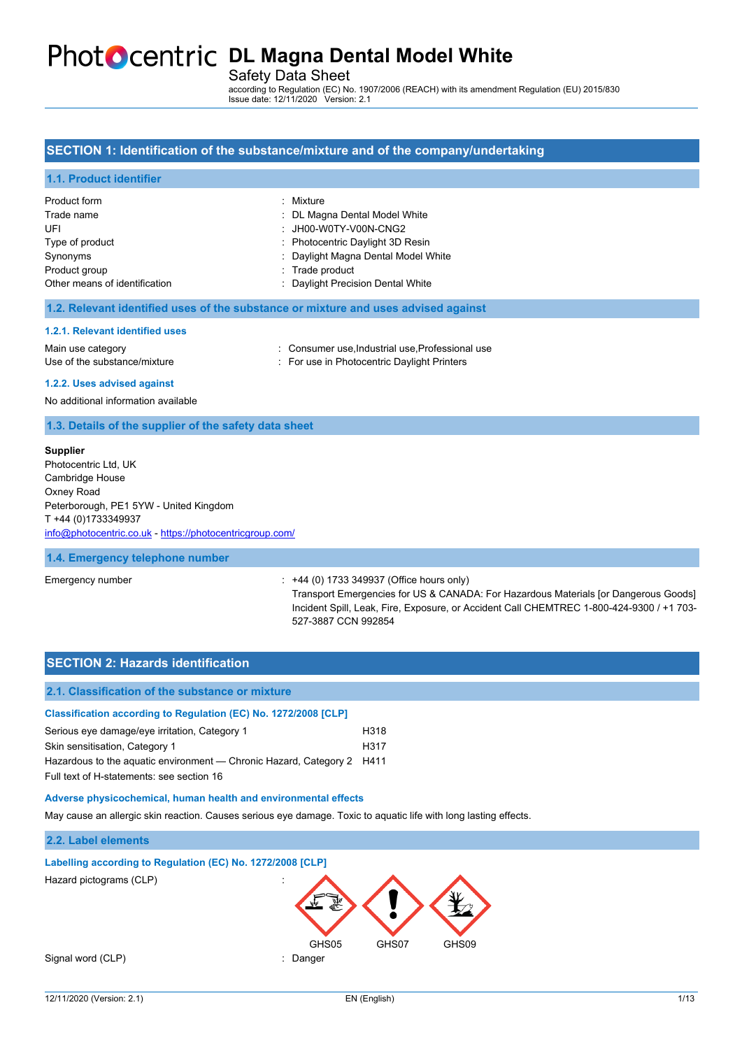# DL Magna Dental Model White

Safety Data Sheet

according to Regulation (EC) No. 1907/2006 (REACH) with its amendment Regulation (EU) 2015/830
Issue date: 12/11/2020 Version: 2.1

## SECTION 1: Identification of the substance/mixture and of the company/undertaking

### 1.1. Product identifier

| | |
|---|---|
| Product form | : Mixture |
| Trade name | : DL Magna Dental Model White |
| UFI | : JH00-W0TY-V00N-CNG2 |
| Type of product | : Photocentric Daylight 3D Resin |
| Synonyms | : Daylight Magna Dental Model White |
| Product group | : Trade product |
| Other means of identification | : Daylight Precision Dental White |

### 1.2. Relevant identified uses of the substance or mixture and uses advised against

#### 1.2.1. Relevant identified uses

| | |
|---|---|
| Main use category | : Consumer use,Industrial use,Professional use |
| Use of the substance/mixture | : For use in Photocentric Daylight Printers |

#### 1.2.2. Uses advised against

No additional information available

### 1.3. Details of the supplier of the safety data sheet

**Supplier**
Photocentric Ltd, UK
Cambridge House
Oxney Road
Peterborough, PE1 5YW - United Kingdom
T +44 (0)1733349937
info@photocentric.co.uk - https://photocentricgroup.com/

### 1.4. Emergency telephone number

| | |
|---|---|
| Emergency number | : +44 (0) 1733 349937 (Office hours only)<br>Transport Emergencies for US & CANADA: For Hazardous Materials [or Dangerous Goods] Incident Spill, Leak, Fire, Exposure, or Accident Call CHEMTREC 1-800-424-9300 / +1 703-527-3887 CCN 992854 |

## SECTION 2: Hazards identification

### 2.1. Classification of the substance or mixture

#### Classification according to Regulation (EC) No. 1272/2008 [CLP]

| | |
|---|---|
| Serious eye damage/eye irritation, Category 1 | H318 |
| Skin sensitisation, Category 1 | H317 |
| Hazardous to the aquatic environment — Chronic Hazard, Category 2 | H411 |

Full text of H-statements: see section 16

#### Adverse physicochemical, human health and environmental effects

May cause an allergic skin reaction. Causes serious eye damage. Toxic to aquatic life with long lasting effects.

### 2.2. Label elements

#### Labelling according to Regulation (EC) No. 1272/2008 [CLP]

Hazard pictograms (CLP) :

GHS05 GHS07 GHS09

Signal word (CLP) : Danger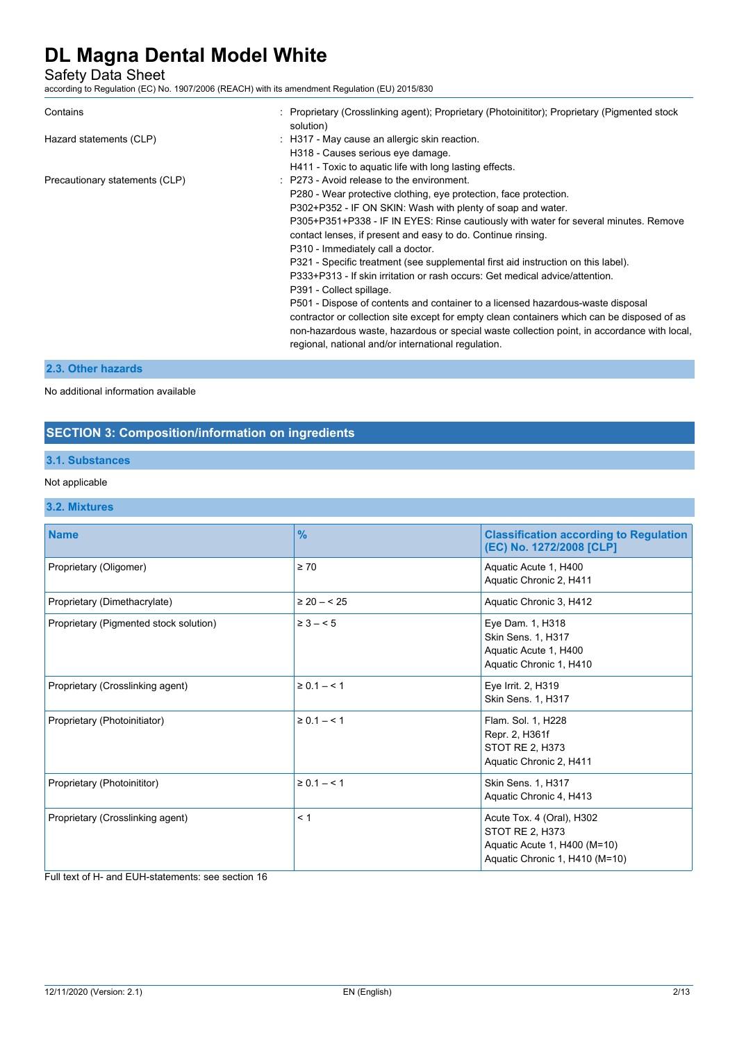| | |
|---|---|
| Contains | : Proprietary (Crosslinking agent); Proprietary (Photoinititor); Proprietary (Pigmented stock solution) |
| Hazard statements (CLP) | : H317 - May cause an allergic skin reaction.<br>H318 - Causes serious eye damage.<br>H411 - Toxic to aquatic life with long lasting effects. |
| Precautionary statements (CLP) | : P273 - Avoid release to the environment.<br>P280 - Wear protective clothing, eye protection, face protection.<br>P302+P352 - IF ON SKIN: Wash with plenty of soap and water.<br>P305+P351+P338 - IF IN EYES: Rinse cautiously with water for several minutes. Remove contact lenses, if present and easy to do. Continue rinsing.<br>P310 - Immediately call a doctor.<br>P321 - Specific treatment (see supplemental first aid instruction on this label).<br>P333+P313 - If skin irritation or rash occurs: Get medical advice/attention.<br>P391 - Collect spillage.<br>P501 - Dispose of contents and container to a licensed hazardous-waste disposal contractor or collection site except for empty clean containers which can be disposed of as non-hazardous waste, hazardous or special waste collection point, in accordance with local, regional, national and/or international regulation. |

### 2.3. Other hazards

No additional information available

## SECTION 3: Composition/information on ingredients

### 3.1. Substances

Not applicable

### 3.2. Mixtures

| Name | % | Classification according to Regulation (EC) No. 1272/2008 [CLP] |
|---|---|---|
| Proprietary (Oligomer) | ≥ 70 | Aquatic Acute 1, H400<br>Aquatic Chronic 2, H411 |
| Proprietary (Dimethacrylate) | ≥ 20 – < 25 | Aquatic Chronic 3, H412 |
| Proprietary (Pigmented stock solution) | ≥ 3 – < 5 | Eye Dam. 1, H318<br>Skin Sens. 1, H317<br>Aquatic Acute 1, H400<br>Aquatic Chronic 1, H410 |
| Proprietary (Crosslinking agent) | ≥ 0.1 – < 1 | Eye Irrit. 2, H319<br>Skin Sens. 1, H317 |
| Proprietary (Photoinitiator) | ≥ 0.1 – < 1 | Flam. Sol. 1, H228<br>Repr. 2, H361f<br>STOT RE 2, H373<br>Aquatic Chronic 2, H411 |
| Proprietary (Photoinititor) | ≥ 0.1 – < 1 | Skin Sens. 1, H317<br>Aquatic Chronic 4, H413 |
| Proprietary (Crosslinking agent) | < 1 | Acute Tox. 4 (Oral), H302<br>STOT RE 2, H373<br>Aquatic Acute 1, H400 (M=10)<br>Aquatic Chronic 1, H410 (M=10) |

Full text of H- and EUH-statements: see section 16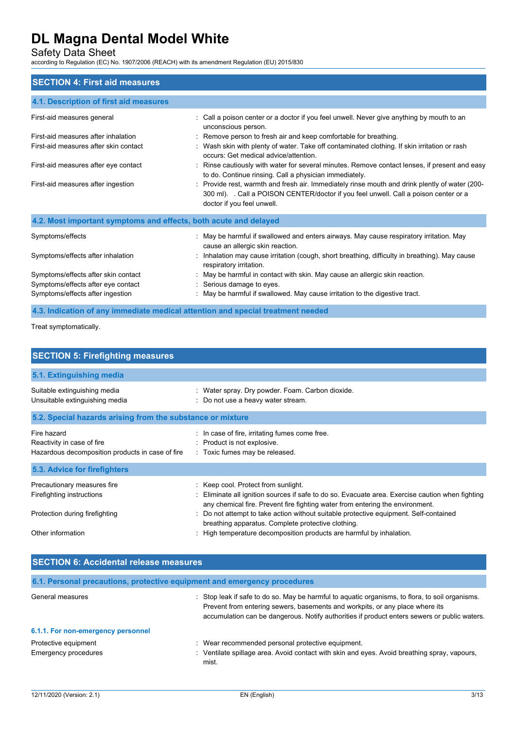## SECTION 4: First aid measures

### 4.1. Description of first aid measures

| | |
|---|---|
| First-aid measures general | : Call a poison center or a doctor if you feel unwell. Never give anything by mouth to an unconscious person. |
| First-aid measures after inhalation | : Remove person to fresh air and keep comfortable for breathing. |
| First-aid measures after skin contact | : Wash skin with plenty of water. Take off contaminated clothing. If skin irritation or rash occurs: Get medical advice/attention. |
| First-aid measures after eye contact | : Rinse cautiously with water for several minutes. Remove contact lenses, if present and easy to do. Continue rinsing. Call a physician immediately. |
| First-aid measures after ingestion | : Provide rest, warmth and fresh air. Immediately rinse mouth and drink plenty of water (200-300 ml). . Call a POISON CENTER/doctor if you feel unwell. Call a poison center or a doctor if you feel unwell. |

### 4.2. Most important symptoms and effects, both acute and delayed

| | |
|---|---|
| Symptoms/effects | : May be harmful if swallowed and enters airways. May cause respiratory irritation. May cause an allergic skin reaction. |
| Symptoms/effects after inhalation | : Inhalation may cause irritation (cough, short breathing, difficulty in breathing). May cause respiratory irritation. |
| Symptoms/effects after skin contact | : May be harmful in contact with skin. May cause an allergic skin reaction. |
| Symptoms/effects after eye contact | : Serious damage to eyes. |
| Symptoms/effects after ingestion | : May be harmful if swallowed. May cause irritation to the digestive tract. |

### 4.3. Indication of any immediate medical attention and special treatment needed

Treat symptomatically.

## SECTION 5: Firefighting measures

### 5.1. Extinguishing media

| | |
|---|---|
| Suitable extinguishing media | : Water spray. Dry powder. Foam. Carbon dioxide. |
| Unsuitable extinguishing media | : Do not use a heavy water stream. |

### 5.2. Special hazards arising from the substance or mixture

| | |
|---|---|
| Fire hazard | : In case of fire, irritating fumes come free. |
| Reactivity in case of fire | : Product is not explosive. |
| Hazardous decomposition products in case of fire | : Toxic fumes may be released. |

### 5.3. Advice for firefighters

| | |
|---|---|
| Precautionary measures fire | : Keep cool. Protect from sunlight. |
| Firefighting instructions | : Eliminate all ignition sources if safe to do so. Evacuate area. Exercise caution when fighting any chemical fire. Prevent fire fighting water from entering the environment. |
| Protection during firefighting | : Do not attempt to take action without suitable protective equipment. Self-contained breathing apparatus. Complete protective clothing. |
| Other information | : High temperature decomposition products are harmful by inhalation. |

## SECTION 6: Accidental release measures

### 6.1. Personal precautions, protective equipment and emergency procedures

| | |
|---|---|
| General measures | : Stop leak if safe to do so. May be harmful to aquatic organisms, to flora, to soil organisms. Prevent from entering sewers, basements and workpits, or any place where its accumulation can be dangerous. Notify authorities if product enters sewers or public waters. |

#### 6.1.1. For non-emergency personnel

| | |
|---|---|
| Protective equipment | : Wear recommended personal protective equipment. |
| Emergency procedures | : Ventilate spillage area. Avoid contact with skin and eyes. Avoid breathing spray, vapours, mist. |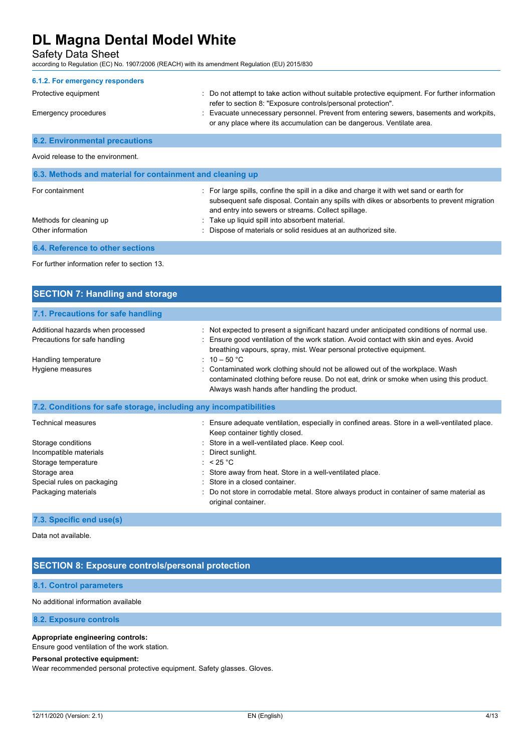#### 6.1.2. For emergency responders

| | |
|---|---|
| Protective equipment | : Do not attempt to take action without suitable protective equipment. For further information refer to section 8: "Exposure controls/personal protection". |
| Emergency procedures | : Evacuate unnecessary personnel. Prevent from entering sewers, basements and workpits, or any place where its accumulation can be dangerous. Ventilate area. |

### 6.2. Environmental precautions

Avoid release to the environment.

### 6.3. Methods and material for containment and cleaning up

| | |
|---|---|
| For containment | : For large spills, confine the spill in a dike and charge it with wet sand or earth for subsequent safe disposal. Contain any spills with dikes or absorbents to prevent migration and entry into sewers or streams. Collect spillage. |
| Methods for cleaning up | : Take up liquid spill into absorbent material. |
| Other information | : Dispose of materials or solid residues at an authorized site. |

### 6.4. Reference to other sections

For further information refer to section 13.

## SECTION 7: Handling and storage

### 7.1. Precautions for safe handling

| | |
|---|---|
| Additional hazards when processed | : Not expected to present a significant hazard under anticipated conditions of normal use. |
| Precautions for safe handling | : Ensure good ventilation of the work station. Avoid contact with skin and eyes. Avoid breathing vapours, spray, mist. Wear personal protective equipment. |
| Handling temperature | : 10 – 50 °C |
| Hygiene measures | : Contaminated work clothing should not be allowed out of the workplace. Wash contaminated clothing before reuse. Do not eat, drink or smoke when using this product. Always wash hands after handling the product. |

### 7.2. Conditions for safe storage, including any incompatibilities

| | |
|---|---|
| Technical measures | : Ensure adequate ventilation, especially in confined areas. Store in a well-ventilated place. Keep container tightly closed. |
| Storage conditions | : Store in a well-ventilated place. Keep cool. |
| Incompatible materials | : Direct sunlight. |
| Storage temperature | : < 25 °C |
| Storage area | : Store away from heat. Store in a well-ventilated place. |
| Special rules on packaging | : Store in a closed container. |
| Packaging materials | : Do not store in corrodable metal. Store always product in container of same material as original container. |

### 7.3. Specific end use(s)

Data not available.

## SECTION 8: Exposure controls/personal protection

### 8.1. Control parameters

No additional information available

### 8.2. Exposure controls

**Appropriate engineering controls:**
Ensure good ventilation of the work station.

**Personal protective equipment:**
Wear recommended personal protective equipment. Safety glasses. Gloves.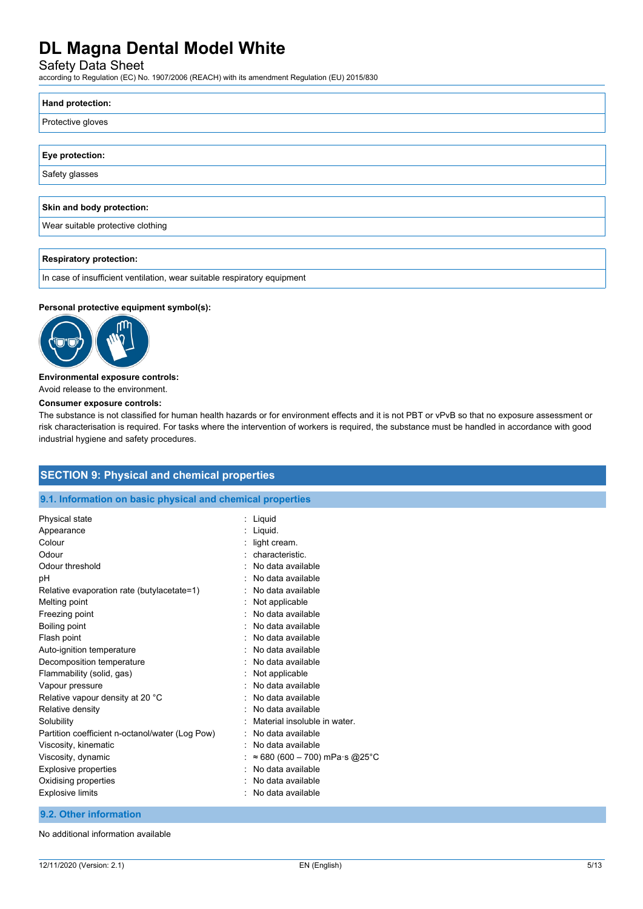| Hand protection: |
| --- |
| Protective gloves |

| Eye protection: |
| --- |
| Safety glasses |

| Skin and body protection: |
| --- |
| Wear suitable protective clothing |

| Respiratory protection: |
| --- |
| In case of insufficient ventilation, wear suitable respiratory equipment |

**Personal protective equipment symbol(s):**

**Environmental exposure controls:**

Avoid release to the environment.

**Consumer exposure controls:**

The substance is not classified for human health hazards or for environment effects and it is not PBT or vPvB so that no exposure assessment or risk characterisation is required. For tasks where the intervention of workers is required, the substance must be handled in accordance with good industrial hygiene and safety procedures.

## SECTION 9: Physical and chemical properties

### 9.1. Information on basic physical and chemical properties

| Property | Value |
| --- | --- |
| Physical state | : Liquid |
| Appearance | : Liquid. |
| Colour | : light cream. |
| Odour | : characteristic. |
| Odour threshold | : No data available |
| pH | : No data available |
| Relative evaporation rate (butylacetate=1) | : No data available |
| Melting point | : Not applicable |
| Freezing point | : No data available |
| Boiling point | : No data available |
| Flash point | : No data available |
| Auto-ignition temperature | : No data available |
| Decomposition temperature | : No data available |
| Flammability (solid, gas) | : Not applicable |
| Vapour pressure | : No data available |
| Relative vapour density at 20 °C | : No data available |
| Relative density | : No data available |
| Solubility | : Material insoluble in water. |
| Partition coefficient n-octanol/water (Log Pow) | : No data available |
| Viscosity, kinematic | : No data available |
| Viscosity, dynamic | : ≈ 680 (600 – 700) mPa·s @25°C |
| Explosive properties | : No data available |
| Oxidising properties | : No data available |
| Explosive limits | : No data available |

### 9.2. Other information

No additional information available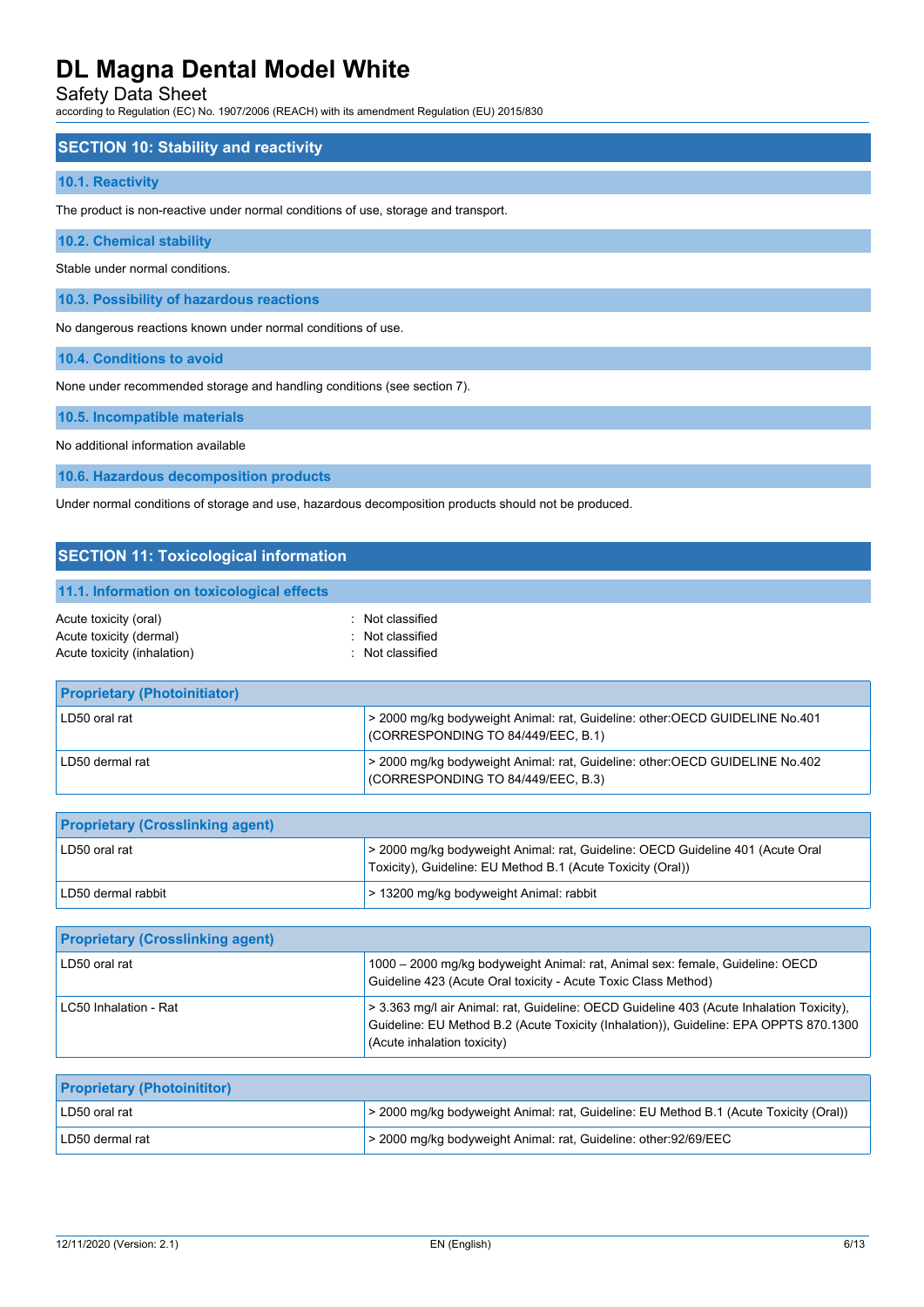## SECTION 10: Stability and reactivity

### 10.1. Reactivity

The product is non-reactive under normal conditions of use, storage and transport.

### 10.2. Chemical stability

Stable under normal conditions.

### 10.3. Possibility of hazardous reactions

No dangerous reactions known under normal conditions of use.

### 10.4. Conditions to avoid

None under recommended storage and handling conditions (see section 7).

### 10.5. Incompatible materials

No additional information available

### 10.6. Hazardous decomposition products

Under normal conditions of storage and use, hazardous decomposition products should not be produced.

## SECTION 11: Toxicological information

### 11.1. Information on toxicological effects

Acute toxicity (oral) : Not classified
Acute toxicity (dermal) : Not classified
Acute toxicity (inhalation) : Not classified

| Proprietary (Photoinitiator) | |
|---|---|
| LD50 oral rat | > 2000 mg/kg bodyweight Animal: rat, Guideline: other:OECD GUIDELINE No.401 (CORRESPONDING TO 84/449/EEC, B.1) |
| LD50 dermal rat | > 2000 mg/kg bodyweight Animal: rat, Guideline: other:OECD GUIDELINE No.402 (CORRESPONDING TO 84/449/EEC, B.3) |

| Proprietary (Crosslinking agent) | |
|---|---|
| LD50 oral rat | > 2000 mg/kg bodyweight Animal: rat, Guideline: OECD Guideline 401 (Acute Oral Toxicity), Guideline: EU Method B.1 (Acute Toxicity (Oral)) |
| LD50 dermal rabbit | > 13200 mg/kg bodyweight Animal: rabbit |

| Proprietary (Crosslinking agent) | |
|---|---|
| LD50 oral rat | 1000 – 2000 mg/kg bodyweight Animal: rat, Animal sex: female, Guideline: OECD Guideline 423 (Acute Oral toxicity - Acute Toxic Class Method) |
| LC50 Inhalation - Rat | > 3.363 mg/l air Animal: rat, Guideline: OECD Guideline 403 (Acute Inhalation Toxicity), Guideline: EU Method B.2 (Acute Toxicity (Inhalation)), Guideline: EPA OPPTS 870.1300 (Acute inhalation toxicity) |

| Proprietary (Photoinititor) | |
|---|---|
| LD50 oral rat | > 2000 mg/kg bodyweight Animal: rat, Guideline: EU Method B.1 (Acute Toxicity (Oral)) |
| LD50 dermal rat | > 2000 mg/kg bodyweight Animal: rat, Guideline: other:92/69/EEC |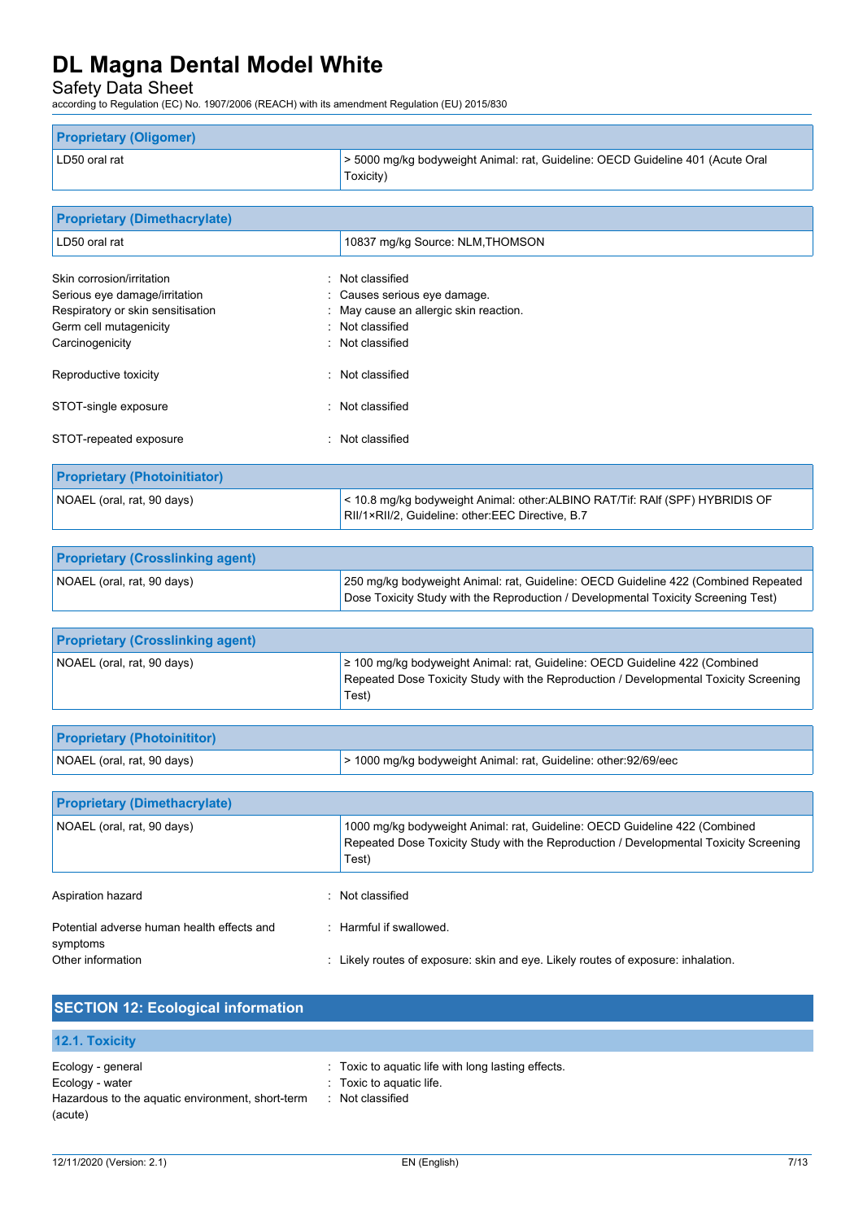| Proprietary (Oligomer) | |
|---|---|
| LD50 oral rat | > 5000 mg/kg bodyweight Animal: rat, Guideline: OECD Guideline 401 (Acute Oral Toxicity) |

| Proprietary (Dimethacrylate) | |
|---|---|
| LD50 oral rat | 10837 mg/kg Source: NLM,THOMSON |

Skin corrosion/irritation : Not classified

Serious eye damage/irritation : Causes serious eye damage.

Respiratory or skin sensitisation : May cause an allergic skin reaction.

Germ cell mutagenicity : Not classified

Carcinogenicity : Not classified

Reproductive toxicity : Not classified

STOT-single exposure : Not classified

STOT-repeated exposure : Not classified

| Proprietary (Photoinitiator) | |
|---|---|
| NOAEL (oral, rat, 90 days) | < 10.8 mg/kg bodyweight Animal: other:ALBINO RAT/Tif: RAlf (SPF) HYBRIDIS OF RII/1×RII/2, Guideline: other:EEC Directive, B.7 |

| Proprietary (Crosslinking agent) | |
|---|---|
| NOAEL (oral, rat, 90 days) | 250 mg/kg bodyweight Animal: rat, Guideline: OECD Guideline 422 (Combined Repeated Dose Toxicity Study with the Reproduction / Developmental Toxicity Screening Test) |

| Proprietary (Crosslinking agent) | |
|---|---|
| NOAEL (oral, rat, 90 days) | ≥ 100 mg/kg bodyweight Animal: rat, Guideline: OECD Guideline 422 (Combined Repeated Dose Toxicity Study with the Reproduction / Developmental Toxicity Screening Test) |

| Proprietary (Photoinititor) | |
|---|---|
| NOAEL (oral, rat, 90 days) | > 1000 mg/kg bodyweight Animal: rat, Guideline: other:92/69/eec |

| Proprietary (Dimethacrylate) | |
|---|---|
| NOAEL (oral, rat, 90 days) | 1000 mg/kg bodyweight Animal: rat, Guideline: OECD Guideline 422 (Combined Repeated Dose Toxicity Study with the Reproduction / Developmental Toxicity Screening Test) |

Aspiration hazard : Not classified

Potential adverse human health effects and symptoms : Harmful if swallowed.

Other information : Likely routes of exposure: skin and eye. Likely routes of exposure: inhalation.

## SECTION 12: Ecological information

### 12.1. Toxicity

Ecology - general : Toxic to aquatic life with long lasting effects.

Ecology - water : Toxic to aquatic life.

Hazardous to the aquatic environment, short-term (acute) : Not classified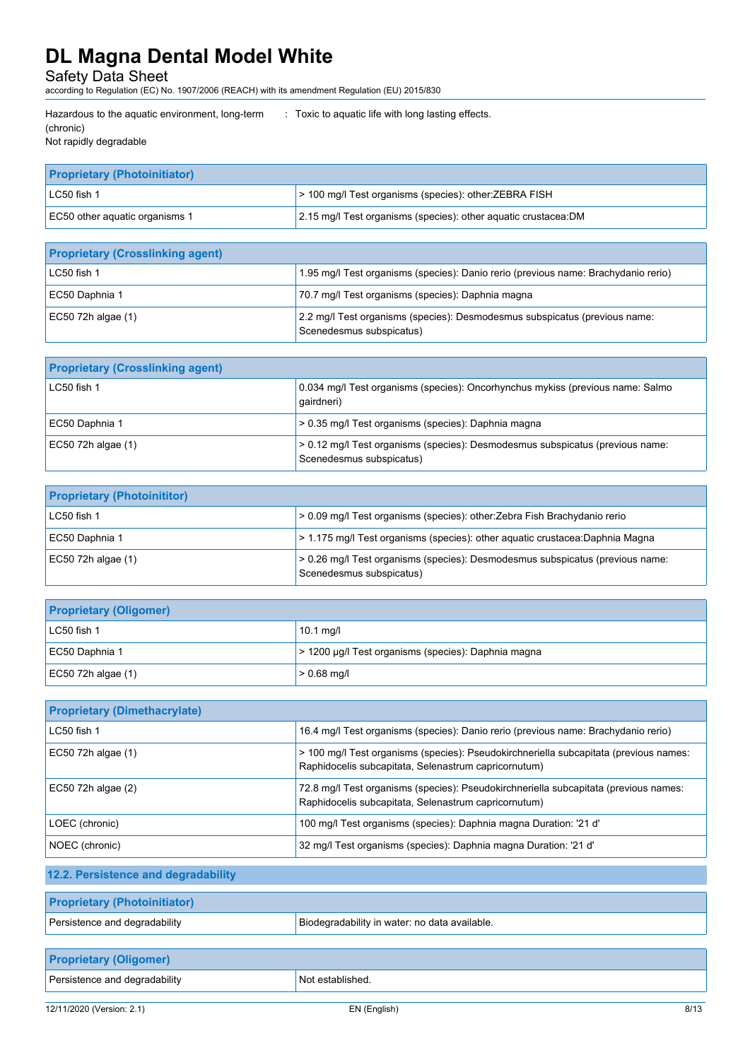Hazardous to the aquatic environment, long-term (chronic) : Toxic to aquatic life with long lasting effects.
Not rapidly degradable

| Proprietary (Photoinitiator) | |
|---|---|
| LC50 fish 1 | > 100 mg/l Test organisms (species): other:ZEBRA FISH |
| EC50 other aquatic organisms 1 | 2.15 mg/l Test organisms (species): other aquatic crustacea:DM |

| Proprietary (Crosslinking agent) | |
|---|---|
| LC50 fish 1 | 1.95 mg/l Test organisms (species): Danio rerio (previous name: Brachydanio rerio) |
| EC50 Daphnia 1 | 70.7 mg/l Test organisms (species): Daphnia magna |
| EC50 72h algae (1) | 2.2 mg/l Test organisms (species): Desmodesmus subspicatus (previous name: Scenedesmus subspicatus) |

| Proprietary (Crosslinking agent) | |
|---|---|
| LC50 fish 1 | 0.034 mg/l Test organisms (species): Oncorhynchus mykiss (previous name: Salmo gairdneri) |
| EC50 Daphnia 1 | > 0.35 mg/l Test organisms (species): Daphnia magna |
| EC50 72h algae (1) | > 0.12 mg/l Test organisms (species): Desmodesmus subspicatus (previous name: Scenedesmus subspicatus) |

| Proprietary (Photoinititor) | |
|---|---|
| LC50 fish 1 | > 0.09 mg/l Test organisms (species): other:Zebra Fish Brachydanio rerio |
| EC50 Daphnia 1 | > 1.175 mg/l Test organisms (species): other aquatic crustacea:Daphnia Magna |
| EC50 72h algae (1) | > 0.26 mg/l Test organisms (species): Desmodesmus subspicatus (previous name: Scenedesmus subspicatus) |

| Proprietary (Oligomer) | |
|---|---|
| LC50 fish 1 | 10.1 mg/l |
| EC50 Daphnia 1 | > 1200 µg/l Test organisms (species): Daphnia magna |
| EC50 72h algae (1) | > 0.68 mg/l |

| Proprietary (Dimethacrylate) | |
|---|---|
| LC50 fish 1 | 16.4 mg/l Test organisms (species): Danio rerio (previous name: Brachydanio rerio) |
| EC50 72h algae (1) | > 100 mg/l Test organisms (species): Pseudokirchneriella subcapitata (previous names: Raphidocelis subcapitata, Selenastrum capricornutum) |
| EC50 72h algae (2) | 72.8 mg/l Test organisms (species): Pseudokirchneriella subcapitata (previous names: Raphidocelis subcapitata, Selenastrum capricornutum) |
| LOEC (chronic) | 100 mg/l Test organisms (species): Daphnia magna Duration: '21 d' |
| NOEC (chronic) | 32 mg/l Test organisms (species): Daphnia magna Duration: '21 d' |

## 12.2. Persistence and degradability

| Proprietary (Photoinitiator) | |
|---|---|
| Persistence and degradability | Biodegradability in water: no data available. |

| Proprietary (Oligomer) | |
|---|---|
| Persistence and degradability | Not established. |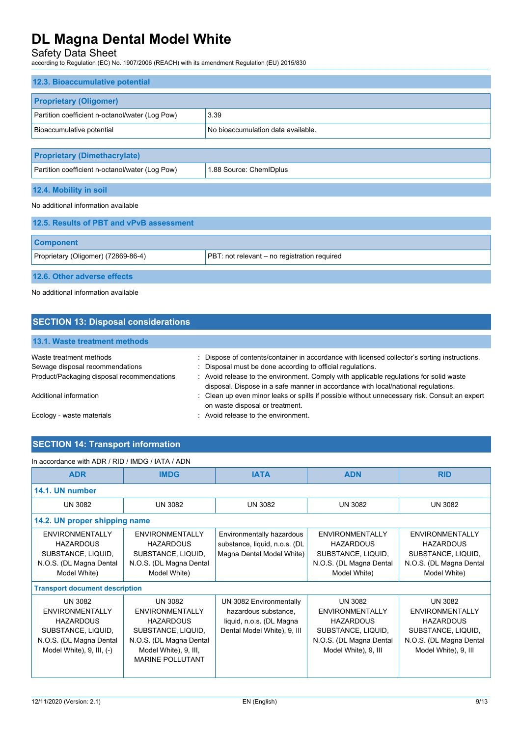### 12.3. Bioaccumulative potential

| Proprietary (Oligomer) | |
|---|---|
| Partition coefficient n-octanol/water (Log Pow) | 3.39 |
| Bioaccumulative potential | No bioaccumulation data available. |

| Proprietary (Dimethacrylate) | |
|---|---|
| Partition coefficient n-octanol/water (Log Pow) | 1.88 Source: ChemIDplus |

### 12.4. Mobility in soil

No additional information available

### 12.5. Results of PBT and vPvB assessment

| Component | |
|---|---|
| Proprietary (Oligomer) (72869-86-4) | PBT: not relevant – no registration required |

### 12.6. Other adverse effects

No additional information available

## SECTION 13: Disposal considerations

### 13.1. Waste treatment methods

Waste treatment methods : Dispose of contents/container in accordance with licensed collector's sorting instructions.

Sewage disposal recommendations : Disposal must be done according to official regulations.

Product/Packaging disposal recommendations : Avoid release to the environment. Comply with applicable regulations for solid waste disposal. Dispose in a safe manner in accordance with local/national regulations.

Additional information : Clean up even minor leaks or spills if possible without unnecessary risk. Consult an expert on waste disposal or treatment.

Ecology - waste materials : Avoid release to the environment.

## SECTION 14: Transport information

In accordance with ADR / RID / IMDG / IATA / ADN

| ADR | IMDG | IATA | ADN | RID |
|---|---|---|---|---|
| **14.1. UN number** | | | | |
| UN 3082 | UN 3082 | UN 3082 | UN 3082 | UN 3082 |
| **14.2. UN proper shipping name** | | | | |
| ENVIRONMENTALLY HAZARDOUS SUBSTANCE, LIQUID, N.O.S. (DL Magna Dental Model White) | ENVIRONMENTALLY HAZARDOUS SUBSTANCE, LIQUID, N.O.S. (DL Magna Dental Model White) | Environmentally hazardous substance, liquid, n.o.s. (DL Magna Dental Model White) | ENVIRONMENTALLY HAZARDOUS SUBSTANCE, LIQUID, N.O.S. (DL Magna Dental Model White) | ENVIRONMENTALLY HAZARDOUS SUBSTANCE, LIQUID, N.O.S. (DL Magna Dental Model White) |
| **Transport document description** | | | | |
| UN 3082 ENVIRONMENTALLY HAZARDOUS SUBSTANCE, LIQUID, N.O.S. (DL Magna Dental Model White), 9, III, (-) | UN 3082 ENVIRONMENTALLY HAZARDOUS SUBSTANCE, LIQUID, N.O.S. (DL Magna Dental Model White), 9, III, MARINE POLLUTANT | UN 3082 Environmentally hazardous substance, liquid, n.o.s. (DL Magna Dental Model White), 9, III | UN 3082 ENVIRONMENTALLY HAZARDOUS SUBSTANCE, LIQUID, N.O.S. (DL Magna Dental Model White), 9, III | UN 3082 ENVIRONMENTALLY HAZARDOUS SUBSTANCE, LIQUID, N.O.S. (DL Magna Dental Model White), 9, III |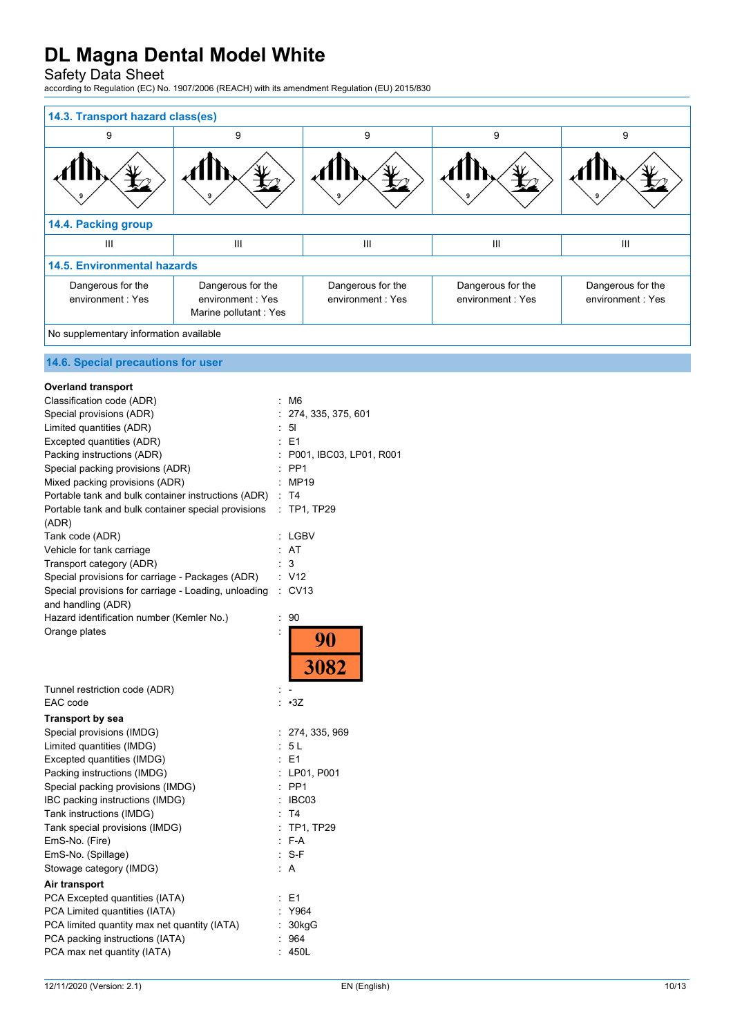| 14.3. Transport hazard class(es) | | | | |
|---|---|---|---|---|
| 9 | 9 | 9 | 9 | 9 |
| **14.4. Packing group** | | | | |
| III | III | III | III | III |
| **14.5. Environmental hazards** | | | | |
| Dangerous for the environment : Yes | Dangerous for the environment : Yes<br>Marine pollutant : Yes | Dangerous for the environment : Yes | Dangerous for the environment : Yes | Dangerous for the environment : Yes |
| No supplementary information available | | | | |

### 14.6. Special precautions for user

**Overland transport**

| | |
|---|---|
| Classification code (ADR) | : M6 |
| Special provisions (ADR) | : 274, 335, 375, 601 |
| Limited quantities (ADR) | : 5l |
| Excepted quantities (ADR) | : E1 |
| Packing instructions (ADR) | : P001, IBC03, LP01, R001 |
| Special packing provisions (ADR) | : PP1 |
| Mixed packing provisions (ADR) | : MP19 |
| Portable tank and bulk container instructions (ADR) | : T4 |
| Portable tank and bulk container special provisions (ADR) | : TP1, TP29 |
| Tank code (ADR) | : LGBV |
| Vehicle for tank carriage | : AT |
| Transport category (ADR) | : 3 |
| Special provisions for carriage - Packages (ADR) | : V12 |
| Special provisions for carriage - Loading, unloading and handling (ADR) | : CV13 |
| Hazard identification number (Kemler No.) | : 90 |
| Orange plates | : 90 / 3082 |
| Tunnel restriction code (ADR) | : - |
| EAC code | : •3Z |

**Transport by sea**

| | |
|---|---|
| Special provisions (IMDG) | : 274, 335, 969 |
| Limited quantities (IMDG) | : 5 L |
| Excepted quantities (IMDG) | : E1 |
| Packing instructions (IMDG) | : LP01, P001 |
| Special packing provisions (IMDG) | : PP1 |
| IBC packing instructions (IMDG) | : IBC03 |
| Tank instructions (IMDG) | : T4 |
| Tank special provisions (IMDG) | : TP1, TP29 |
| EmS-No. (Fire) | : F-A |
| EmS-No. (Spillage) | : S-F |
| Stowage category (IMDG) | : A |

**Air transport**

| | |
|---|---|
| PCA Excepted quantities (IATA) | : E1 |
| PCA Limited quantities (IATA) | : Y964 |
| PCA limited quantity max net quantity (IATA) | : 30kgG |
| PCA packing instructions (IATA) | : 964 |
| PCA max net quantity (IATA) | : 450L |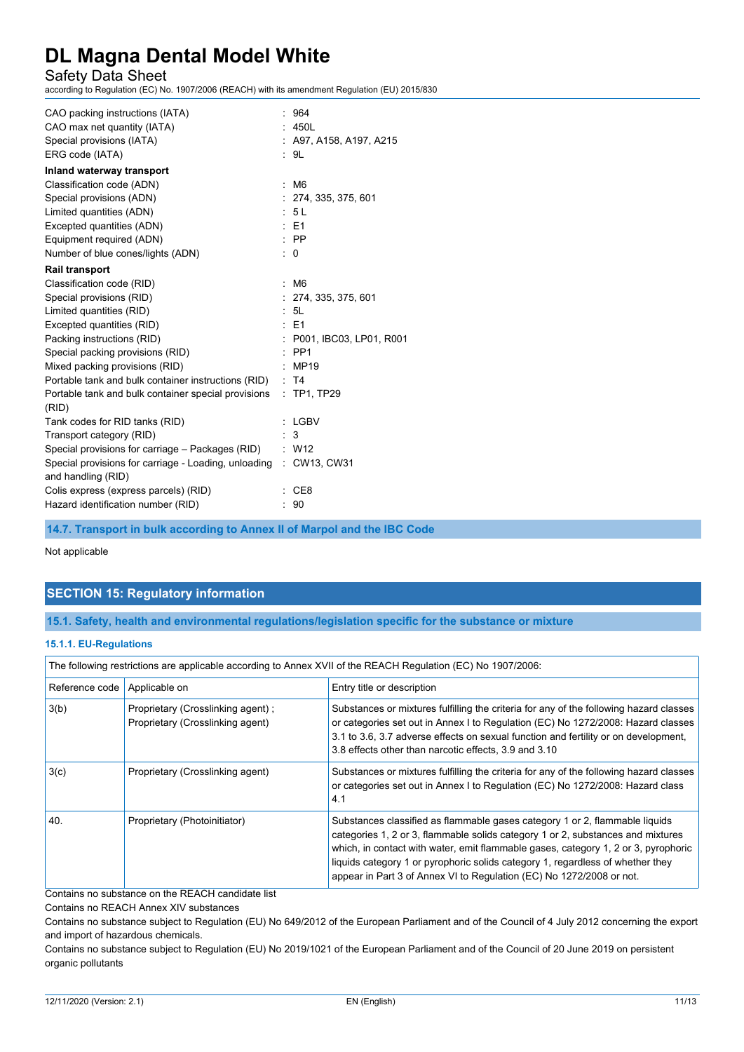| | |
|---|---|
| CAO packing instructions (IATA) | : 964 |
| CAO max net quantity (IATA) | : 450L |
| Special provisions (IATA) | : A97, A158, A197, A215 |
| ERG code (IATA) | : 9L |

**Inland waterway transport**

| | |
|---|---|
| Classification code (ADN) | : M6 |
| Special provisions (ADN) | : 274, 335, 375, 601 |
| Limited quantities (ADN) | : 5 L |
| Excepted quantities (ADN) | : E1 |
| Equipment required (ADN) | : PP |
| Number of blue cones/lights (ADN) | : 0 |

**Rail transport**

| | |
|---|---|
| Classification code (RID) | : M6 |
| Special provisions (RID) | : 274, 335, 375, 601 |
| Limited quantities (RID) | : 5L |
| Excepted quantities (RID) | : E1 |
| Packing instructions (RID) | : P001, IBC03, LP01, R001 |
| Special packing provisions (RID) | : PP1 |
| Mixed packing provisions (RID) | : MP19 |
| Portable tank and bulk container instructions (RID) | : T4 |
| Portable tank and bulk container special provisions (RID) | : TP1, TP29 |
| Tank codes for RID tanks (RID) | : LGBV |
| Transport category (RID) | : 3 |
| Special provisions for carriage – Packages (RID) | : W12 |
| Special provisions for carriage - Loading, unloading and handling (RID) | : CW13, CW31 |
| Colis express (express parcels) (RID) | : CE8 |
| Hazard identification number (RID) | : 90 |

### 14.7. Transport in bulk according to Annex II of Marpol and the IBC Code

Not applicable

## SECTION 15: Regulatory information

### 15.1. Safety, health and environmental regulations/legislation specific for the substance or mixture

#### 15.1.1. EU-Regulations

The following restrictions are applicable according to Annex XVII of the REACH Regulation (EC) No 1907/2006:

| Reference code | Applicable on | Entry title or description |
|---|---|---|
| 3(b) | Proprietary (Crosslinking agent) ; Proprietary (Crosslinking agent) | Substances or mixtures fulfilling the criteria for any of the following hazard classes or categories set out in Annex I to Regulation (EC) No 1272/2008: Hazard classes 3.1 to 3.6, 3.7 adverse effects on sexual function and fertility or on development, 3.8 effects other than narcotic effects, 3.9 and 3.10 |
| 3(c) | Proprietary (Crosslinking agent) | Substances or mixtures fulfilling the criteria for any of the following hazard classes or categories set out in Annex I to Regulation (EC) No 1272/2008: Hazard class 4.1 |
| 40. | Proprietary (Photoinitiator) | Substances classified as flammable gases category 1 or 2, flammable liquids categories 1, 2 or 3, flammable solids category 1 or 2, substances and mixtures which, in contact with water, emit flammable gases, category 1, 2 or 3, pyrophoric liquids category 1 or pyrophoric solids category 1, regardless of whether they appear in Part 3 of Annex VI to Regulation (EC) No 1272/2008 or not. |

Contains no substance on the REACH candidate list

Contains no REACH Annex XIV substances

Contains no substance subject to Regulation (EU) No 649/2012 of the European Parliament and of the Council of 4 July 2012 concerning the export and import of hazardous chemicals.

Contains no substance subject to Regulation (EU) No 2019/1021 of the European Parliament and of the Council of 20 June 2019 on persistent organic pollutants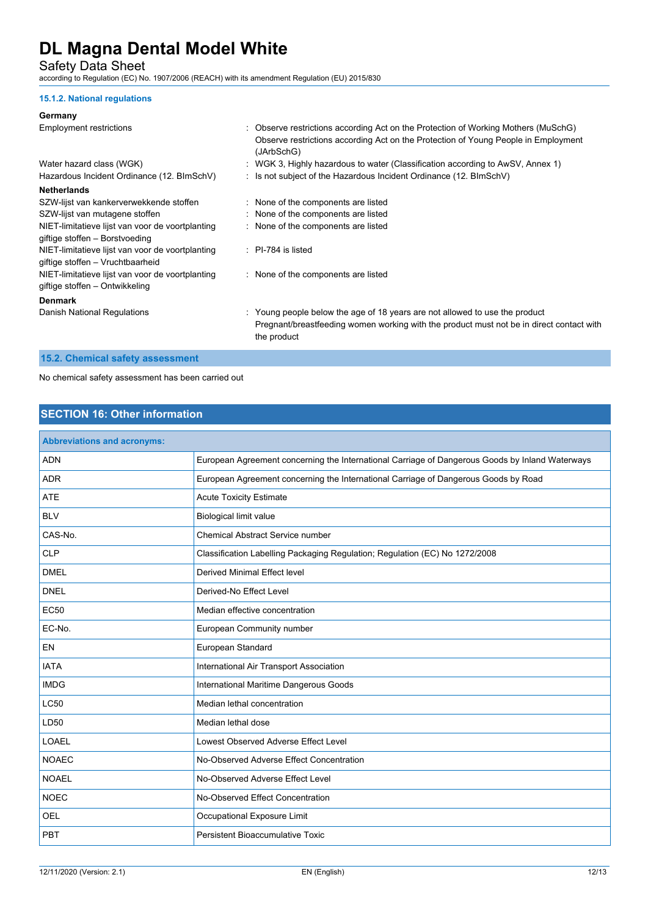#### 15.1.2. National regulations

**Germany**

Employment restrictions : Observe restrictions according Act on the Protection of Working Mothers (MuSchG)
Observe restrictions according Act on the Protection of Young People in Employment (JArbSchG)

Water hazard class (WGK) : WGK 3, Highly hazardous to water (Classification according to AwSV, Annex 1)

Hazardous Incident Ordinance (12. BImSchV) : Is not subject of the Hazardous Incident Ordinance (12. BImSchV)

**Netherlands**

SZW-lijst van kankerverwekkende stoffen : None of the components are listed

SZW-lijst van mutagene stoffen : None of the components are listed

NIET-limitatieve lijst van voor de voortplanting giftige stoffen – Borstvoeding : None of the components are listed

NIET-limitatieve lijst van voor de voortplanting giftige stoffen – Vruchtbaarheid : PI-784 is listed

NIET-limitatieve lijst van voor de voortplanting giftige stoffen – Ontwikkeling : None of the components are listed

**Denmark**

Danish National Regulations : Young people below the age of 18 years are not allowed to use the product
Pregnant/breastfeeding women working with the product must not be in direct contact with the product

### 15.2. Chemical safety assessment

No chemical safety assessment has been carried out

## SECTION 16: Other information

| Abbreviations and acronyms: | |
|---|---|
| ADN | European Agreement concerning the International Carriage of Dangerous Goods by Inland Waterways |
| ADR | European Agreement concerning the International Carriage of Dangerous Goods by Road |
| ATE | Acute Toxicity Estimate |
| BLV | Biological limit value |
| CAS-No. | Chemical Abstract Service number |
| CLP | Classification Labelling Packaging Regulation; Regulation (EC) No 1272/2008 |
| DMEL | Derived Minimal Effect level |
| DNEL | Derived-No Effect Level |
| EC50 | Median effective concentration |
| EC-No. | European Community number |
| EN | European Standard |
| IATA | International Air Transport Association |
| IMDG | International Maritime Dangerous Goods |
| LC50 | Median lethal concentration |
| LD50 | Median lethal dose |
| LOAEL | Lowest Observed Adverse Effect Level |
| NOAEC | No-Observed Adverse Effect Concentration |
| NOAEL | No-Observed Adverse Effect Level |
| NOEC | No-Observed Effect Concentration |
| OEL | Occupational Exposure Limit |
| PBT | Persistent Bioaccumulative Toxic |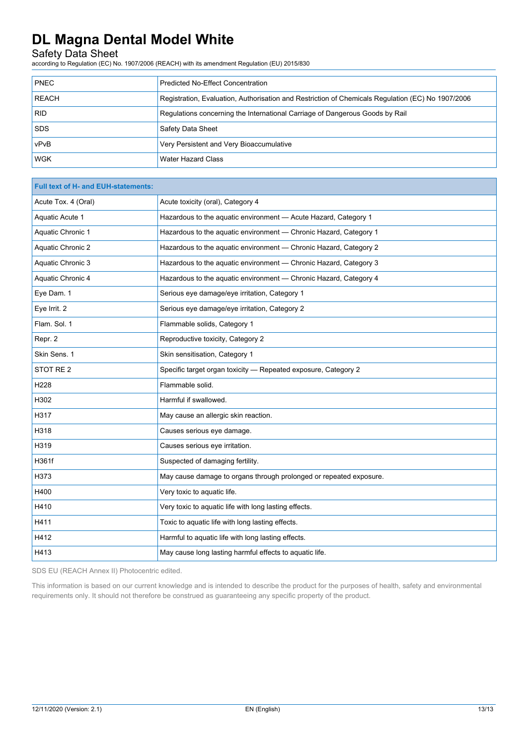| | |
|---|---|
| PNEC | Predicted No-Effect Concentration |
| REACH | Registration, Evaluation, Authorisation and Restriction of Chemicals Regulation (EC) No 1907/2006 |
| RID | Regulations concerning the International Carriage of Dangerous Goods by Rail |
| SDS | Safety Data Sheet |
| vPvB | Very Persistent and Very Bioaccumulative |
| WGK | Water Hazard Class |

| Full text of H- and EUH-statements: | |
|---|---|
| Acute Tox. 4 (Oral) | Acute toxicity (oral), Category 4 |
| Aquatic Acute 1 | Hazardous to the aquatic environment — Acute Hazard, Category 1 |
| Aquatic Chronic 1 | Hazardous to the aquatic environment — Chronic Hazard, Category 1 |
| Aquatic Chronic 2 | Hazardous to the aquatic environment — Chronic Hazard, Category 2 |
| Aquatic Chronic 3 | Hazardous to the aquatic environment — Chronic Hazard, Category 3 |
| Aquatic Chronic 4 | Hazardous to the aquatic environment — Chronic Hazard, Category 4 |
| Eye Dam. 1 | Serious eye damage/eye irritation, Category 1 |
| Eye Irrit. 2 | Serious eye damage/eye irritation, Category 2 |
| Flam. Sol. 1 | Flammable solids, Category 1 |
| Repr. 2 | Reproductive toxicity, Category 2 |
| Skin Sens. 1 | Skin sensitisation, Category 1 |
| STOT RE 2 | Specific target organ toxicity — Repeated exposure, Category 2 |
| H228 | Flammable solid. |
| H302 | Harmful if swallowed. |
| H317 | May cause an allergic skin reaction. |
| H318 | Causes serious eye damage. |
| H319 | Causes serious eye irritation. |
| H361f | Suspected of damaging fertility. |
| H373 | May cause damage to organs through prolonged or repeated exposure. |
| H400 | Very toxic to aquatic life. |
| H410 | Very toxic to aquatic life with long lasting effects. |
| H411 | Toxic to aquatic life with long lasting effects. |
| H412 | Harmful to aquatic life with long lasting effects. |
| H413 | May cause long lasting harmful effects to aquatic life. |

SDS EU (REACH Annex II) Photocentric edited.

This information is based on our current knowledge and is intended to describe the product for the purposes of health, safety and environmental requirements only. It should not therefore be construed as guaranteeing any specific property of the product.